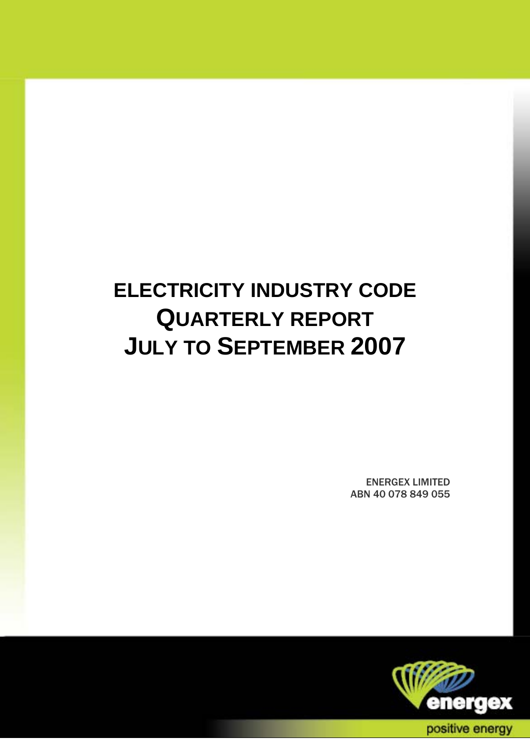# ELECTRICITY INDUSTRY CODE QUARTERLY REPORT JULY TO SEPTEMBER 2007

ENERGEX LIMITED
ABN 40 078 849 055

energex

positive energy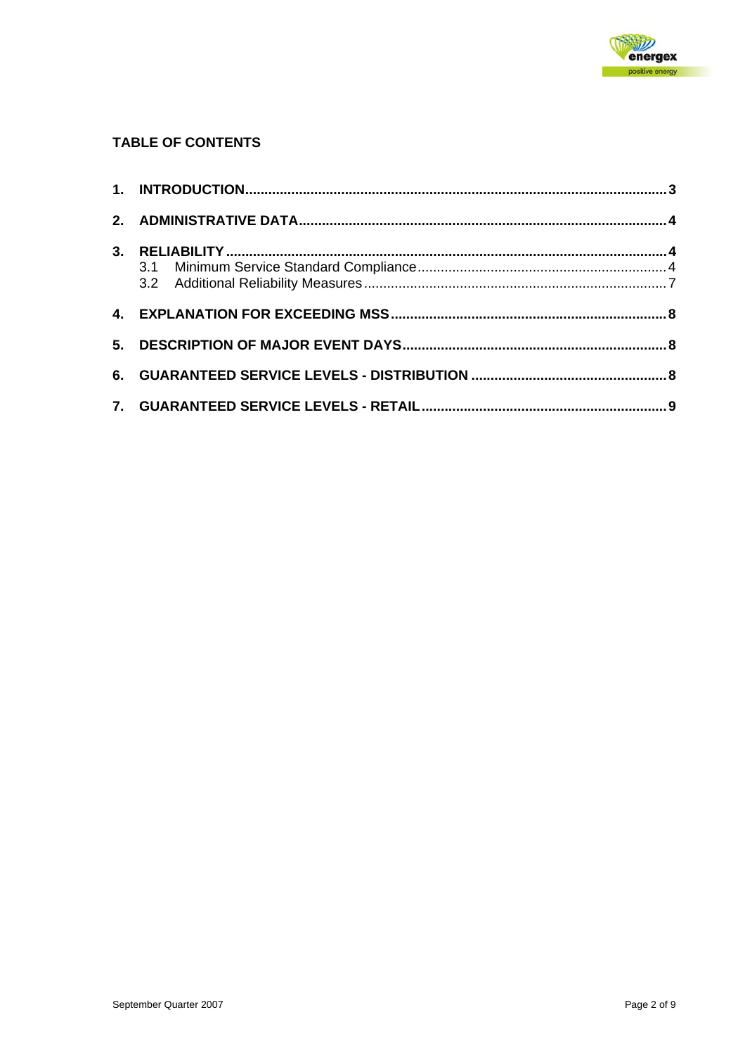**TABLE OF CONTENTS**

1. **INTRODUCTION** ........ 3
2. **ADMINISTRATIVE DATA** ........ 4
3. **RELIABILITY** ........ 4
   - 3.1 Minimum Service Standard Compliance ........ 4
   - 3.2 Additional Reliability Measures ........ 7
4. **EXPLANATION FOR EXCEEDING MSS** ........ 8
5. **DESCRIPTION OF MAJOR EVENT DAYS** ........ 8
6. **GUARANTEED SERVICE LEVELS - DISTRIBUTION** ........ 8
7. **GUARANTEED SERVICE LEVELS - RETAIL** ........ 9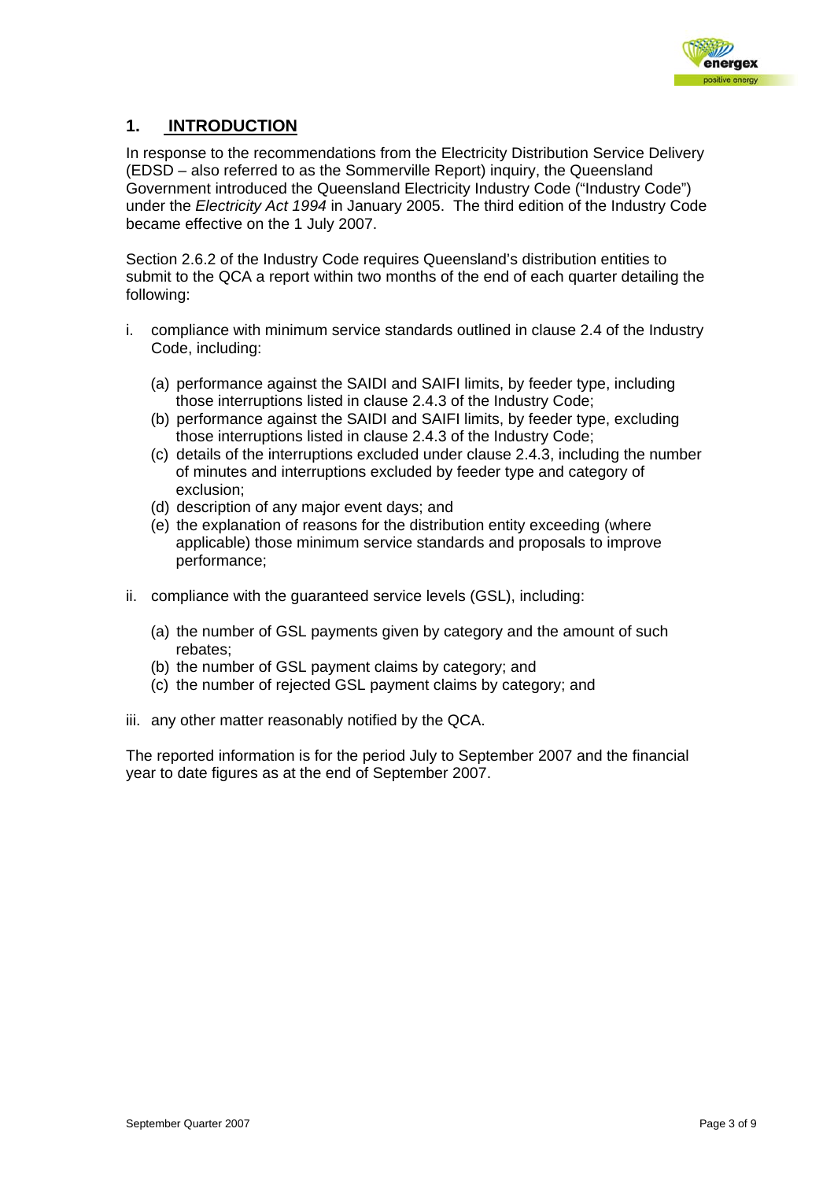## 1. INTRODUCTION

In response to the recommendations from the Electricity Distribution Service Delivery (EDSD – also referred to as the Sommerville Report) inquiry, the Queensland Government introduced the Queensland Electricity Industry Code ("Industry Code") under the *Electricity Act 1994* in January 2005. The third edition of the Industry Code became effective on the 1 July 2007.

Section 2.6.2 of the Industry Code requires Queensland's distribution entities to submit to the QCA a report within two months of the end of each quarter detailing the following:

i. compliance with minimum service standards outlined in clause 2.4 of the Industry Code, including:

   (a) performance against the SAIDI and SAIFI limits, by feeder type, including those interruptions listed in clause 2.4.3 of the Industry Code;
   (b) performance against the SAIDI and SAIFI limits, by feeder type, excluding those interruptions listed in clause 2.4.3 of the Industry Code;
   (c) details of the interruptions excluded under clause 2.4.3, including the number of minutes and interruptions excluded by feeder type and category of exclusion;
   (d) description of any major event days; and
   (e) the explanation of reasons for the distribution entity exceeding (where applicable) those minimum service standards and proposals to improve performance;

ii. compliance with the guaranteed service levels (GSL), including:

   (a) the number of GSL payments given by category and the amount of such rebates;
   (b) the number of GSL payment claims by category; and
   (c) the number of rejected GSL payment claims by category; and

iii. any other matter reasonably notified by the QCA.

The reported information is for the period July to September 2007 and the financial year to date figures as at the end of September 2007.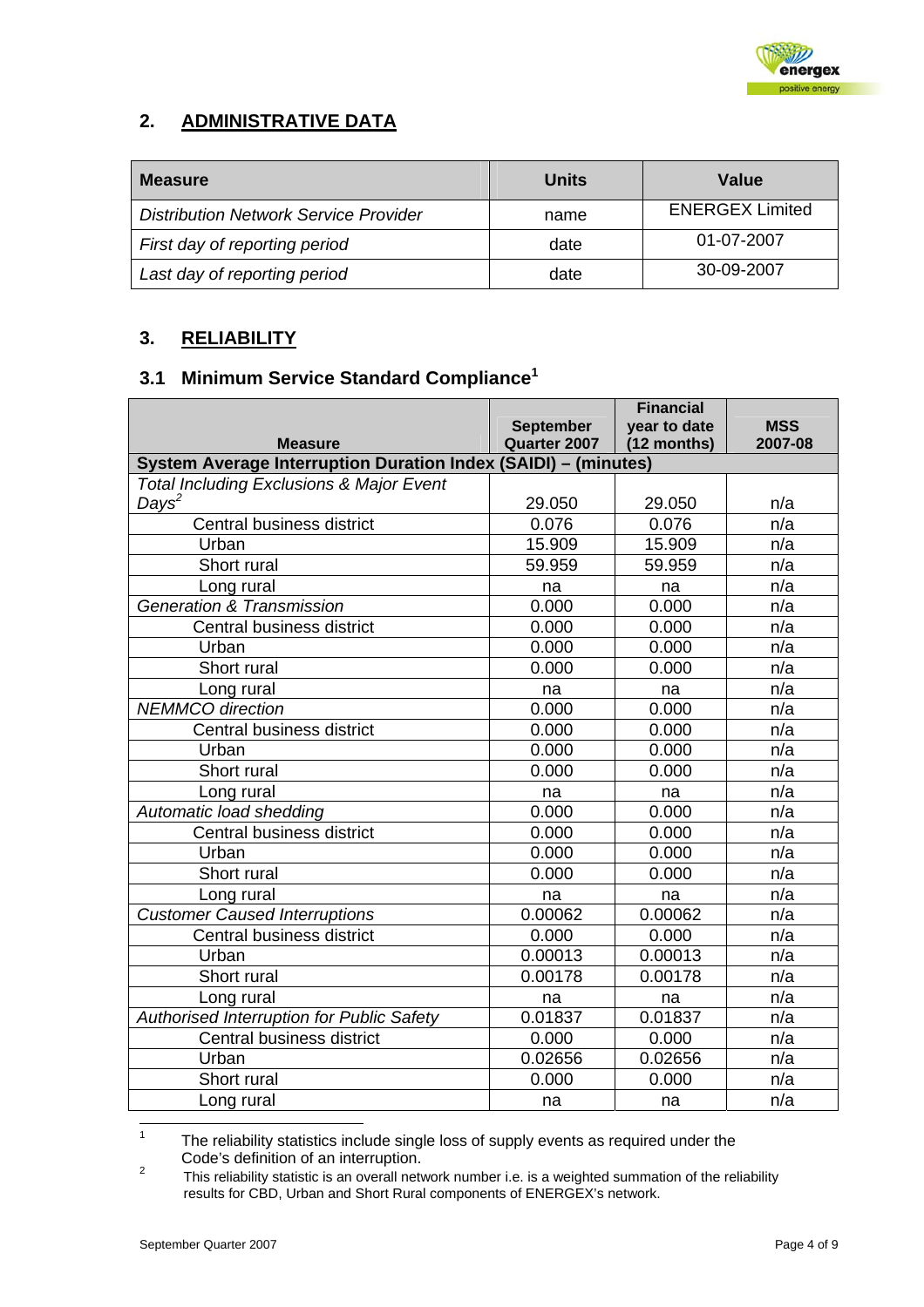## 2. ADMINISTRATIVE DATA

| Measure | Units | Value |
|---|---|---|
| *Distribution Network Service Provider* | name | ENERGEX Limited |
| *First day of reporting period* | date | 01-07-2007 |
| *Last day of reporting period* | date | 30-09-2007 |

## 3. RELIABILITY

### 3.1 Minimum Service Standard Compliance[1]

| Measure | September Quarter 2007 | Financial year to date (12 months) | MSS 2007-08 |
|---|---|---|---|
| **System Average Interruption Duration Index (SAIDI) – (minutes)** | | | |
| *Total Including Exclusions & Major Event Days*[2] | 29.050 | 29.050 | n/a |
| Central business district | 0.076 | 0.076 | n/a |
| Urban | 15.909 | 15.909 | n/a |
| Short rural | 59.959 | 59.959 | n/a |
| Long rural | na | na | n/a |
| *Generation & Transmission* | 0.000 | 0.000 | n/a |
| Central business district | 0.000 | 0.000 | n/a |
| Urban | 0.000 | 0.000 | n/a |
| Short rural | 0.000 | 0.000 | n/a |
| Long rural | na | na | n/a |
| *NEMMCO direction* | 0.000 | 0.000 | n/a |
| Central business district | 0.000 | 0.000 | n/a |
| Urban | 0.000 | 0.000 | n/a |
| Short rural | 0.000 | 0.000 | n/a |
| Long rural | na | na | n/a |
| *Automatic load shedding* | 0.000 | 0.000 | n/a |
| Central business district | 0.000 | 0.000 | n/a |
| Urban | 0.000 | 0.000 | n/a |
| Short rural | 0.000 | 0.000 | n/a |
| Long rural | na | na | n/a |
| *Customer Caused Interruptions* | 0.00062 | 0.00062 | n/a |
| Central business district | 0.000 | 0.000 | n/a |
| Urban | 0.00013 | 0.00013 | n/a |
| Short rural | 0.00178 | 0.00178 | n/a |
| Long rural | na | na | n/a |
| *Authorised Interruption for Public Safety* | 0.01837 | 0.01837 | n/a |
| Central business district | 0.000 | 0.000 | n/a |
| Urban | 0.02656 | 0.02656 | n/a |
| Short rural | 0.000 | 0.000 | n/a |
| Long rural | na | na | n/a |

[1] The reliability statistics include single loss of supply events as required under the Code's definition of an interruption.

[2] This reliability statistic is an overall network number i.e. is a weighted summation of the reliability results for CBD, Urban and Short Rural components of ENERGEX's network.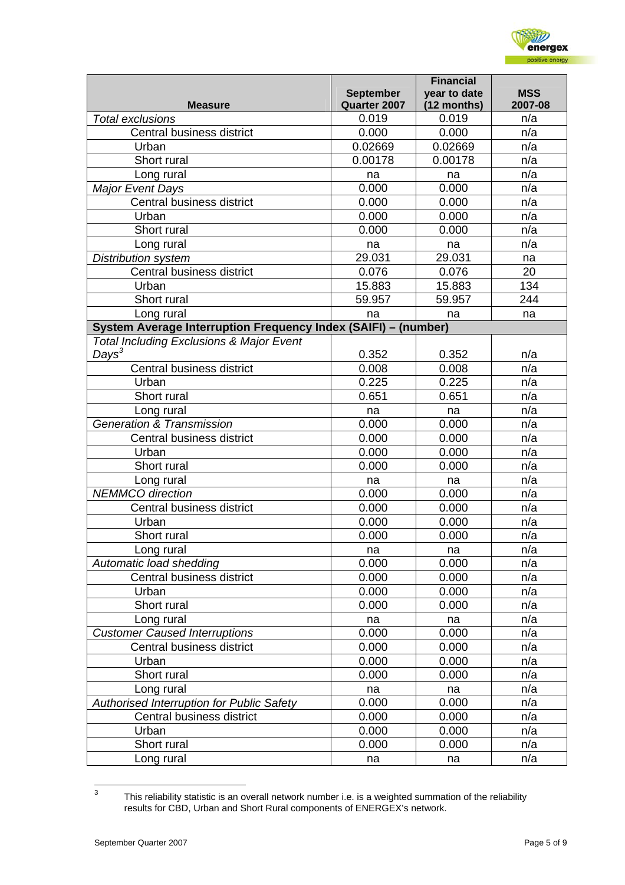| Measure | September Quarter 2007 | Financial year to date (12 months) | MSS 2007-08 |
|---|---|---|---|
| *Total exclusions* | 0.019 | 0.019 | n/a |
| Central business district | 0.000 | 0.000 | n/a |
| Urban | 0.02669 | 0.02669 | n/a |
| Short rural | 0.00178 | 0.00178 | n/a |
| Long rural | na | na | n/a |
| *Major Event Days* | 0.000 | 0.000 | n/a |
| Central business district | 0.000 | 0.000 | n/a |
| Urban | 0.000 | 0.000 | n/a |
| Short rural | 0.000 | 0.000 | n/a |
| Long rural | na | na | n/a |
| *Distribution system* | 29.031 | 29.031 | na |
| Central business district | 0.076 | 0.076 | 20 |
| Urban | 15.883 | 15.883 | 134 |
| Short rural | 59.957 | 59.957 | 244 |
| Long rural | na | na | na |
| **System Average Interruption Frequency Index (SAIFI) – (number)** | | | |
| *Total Including Exclusions & Major Event Days*[3] | 0.352 | 0.352 | n/a |
| Central business district | 0.008 | 0.008 | n/a |
| Urban | 0.225 | 0.225 | n/a |
| Short rural | 0.651 | 0.651 | n/a |
| Long rural | na | na | n/a |
| *Generation & Transmission* | 0.000 | 0.000 | n/a |
| Central business district | 0.000 | 0.000 | n/a |
| Urban | 0.000 | 0.000 | n/a |
| Short rural | 0.000 | 0.000 | n/a |
| Long rural | na | na | n/a |
| *NEMMCO direction* | 0.000 | 0.000 | n/a |
| Central business district | 0.000 | 0.000 | n/a |
| Urban | 0.000 | 0.000 | n/a |
| Short rural | 0.000 | 0.000 | n/a |
| Long rural | na | na | n/a |
| *Automatic load shedding* | 0.000 | 0.000 | n/a |
| Central business district | 0.000 | 0.000 | n/a |
| Urban | 0.000 | 0.000 | n/a |
| Short rural | 0.000 | 0.000 | n/a |
| Long rural | na | na | n/a |
| *Customer Caused Interruptions* | 0.000 | 0.000 | n/a |
| Central business district | 0.000 | 0.000 | n/a |
| Urban | 0.000 | 0.000 | n/a |
| Short rural | 0.000 | 0.000 | n/a |
| Long rural | na | na | n/a |
| *Authorised Interruption for Public Safety* | 0.000 | 0.000 | n/a |
| Central business district | 0.000 | 0.000 | n/a |
| Urban | 0.000 | 0.000 | n/a |
| Short rural | 0.000 | 0.000 | n/a |
| Long rural | na | na | n/a |

[3] This reliability statistic is an overall network number i.e. is a weighted summation of the reliability results for CBD, Urban and Short Rural components of ENERGEX's network.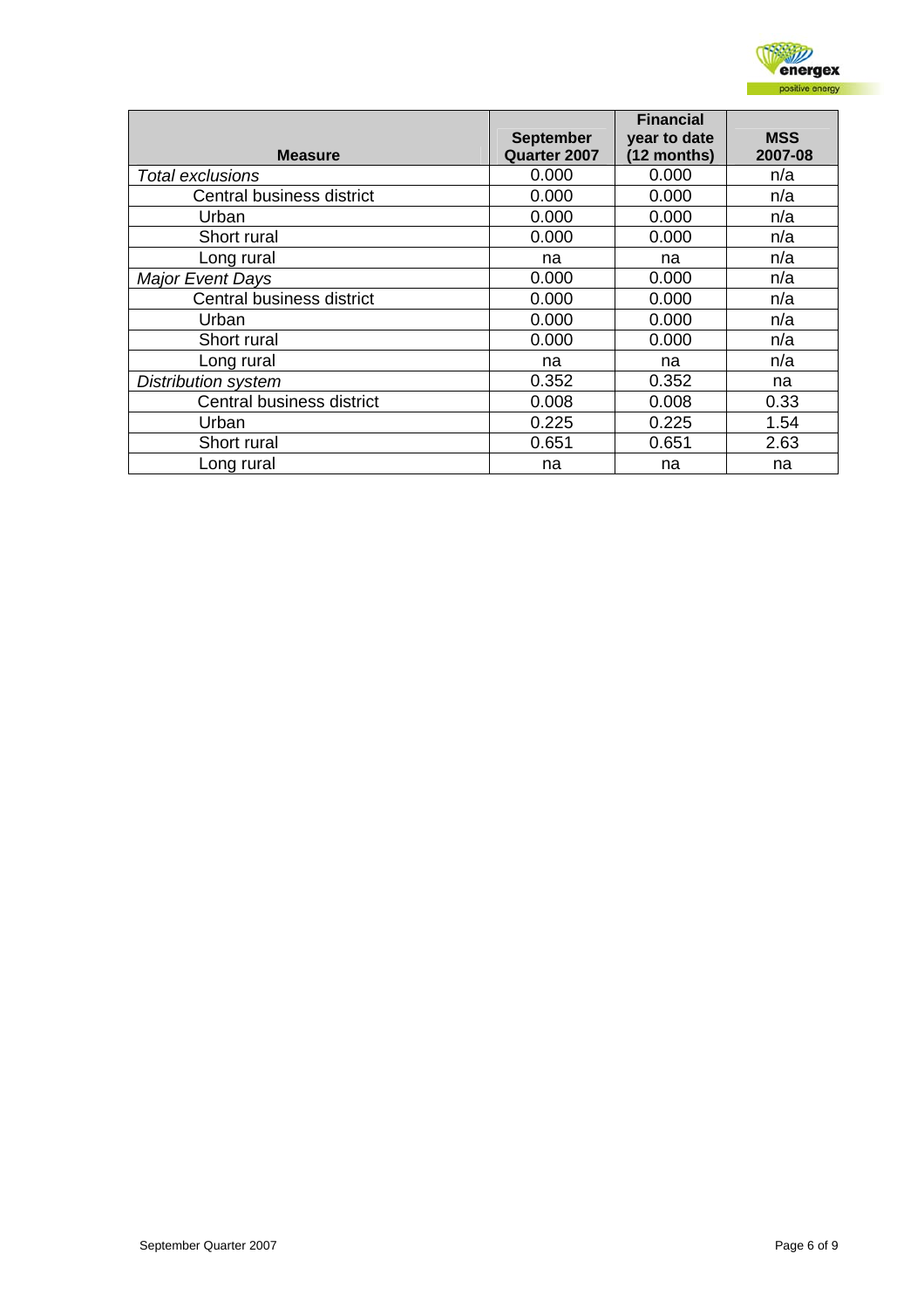| Measure | September Quarter 2007 | Financial year to date (12 months) | MSS 2007-08 |
|---|---|---|---|
| *Total exclusions* | 0.000 | 0.000 | n/a |
| Central business district | 0.000 | 0.000 | n/a |
| Urban | 0.000 | 0.000 | n/a |
| Short rural | 0.000 | 0.000 | n/a |
| Long rural | na | na | n/a |
| *Major Event Days* | 0.000 | 0.000 | n/a |
| Central business district | 0.000 | 0.000 | n/a |
| Urban | 0.000 | 0.000 | n/a |
| Short rural | 0.000 | 0.000 | n/a |
| Long rural | na | na | n/a |
| *Distribution system* | 0.352 | 0.352 | na |
| Central business district | 0.008 | 0.008 | 0.33 |
| Urban | 0.225 | 0.225 | 1.54 |
| Short rural | 0.651 | 0.651 | 2.63 |
| Long rural | na | na | na |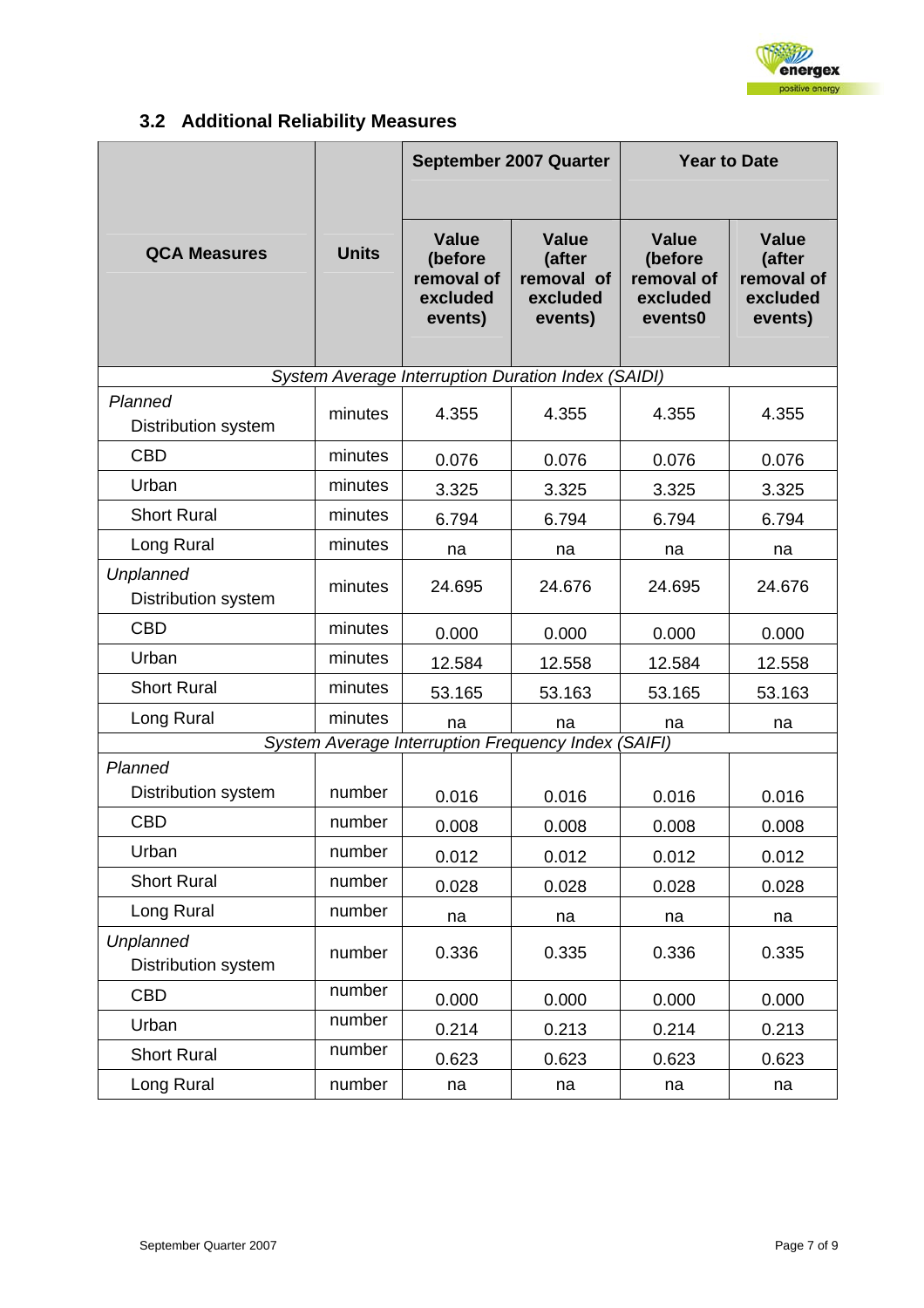## 3.2 Additional Reliability Measures

| QCA Measures | Units | September 2007 Quarter | | Year to Date | |
|---|---|---|---|---|---|
| | | Value (before removal of excluded events) | Value (after removal of excluded events) | Value (before removal of excluded events0 | Value (after removal of excluded events) |
| *System Average Interruption Duration Index (SAIDI)* | | | | | |
| *Planned* Distribution system | minutes | 4.355 | 4.355 | 4.355 | 4.355 |
| CBD | minutes | 0.076 | 0.076 | 0.076 | 0.076 |
| Urban | minutes | 3.325 | 3.325 | 3.325 | 3.325 |
| Short Rural | minutes | 6.794 | 6.794 | 6.794 | 6.794 |
| Long Rural | minutes | na | na | na | na |
| *Unplanned* Distribution system | minutes | 24.695 | 24.676 | 24.695 | 24.676 |
| CBD | minutes | 0.000 | 0.000 | 0.000 | 0.000 |
| Urban | minutes | 12.584 | 12.558 | 12.584 | 12.558 |
| Short Rural | minutes | 53.165 | 53.163 | 53.165 | 53.163 |
| Long Rural | minutes | na | na | na | na |
| *System Average Interruption Frequency Index (SAIFI)* | | | | | |
| *Planned* Distribution system | number | 0.016 | 0.016 | 0.016 | 0.016 |
| CBD | number | 0.008 | 0.008 | 0.008 | 0.008 |
| Urban | number | 0.012 | 0.012 | 0.012 | 0.012 |
| Short Rural | number | 0.028 | 0.028 | 0.028 | 0.028 |
| Long Rural | number | na | na | na | na |
| *Unplanned* Distribution system | number | 0.336 | 0.335 | 0.336 | 0.335 |
| CBD | number | 0.000 | 0.000 | 0.000 | 0.000 |
| Urban | number | 0.214 | 0.213 | 0.214 | 0.213 |
| Short Rural | number | 0.623 | 0.623 | 0.623 | 0.623 |
| Long Rural | number | na | na | na | na |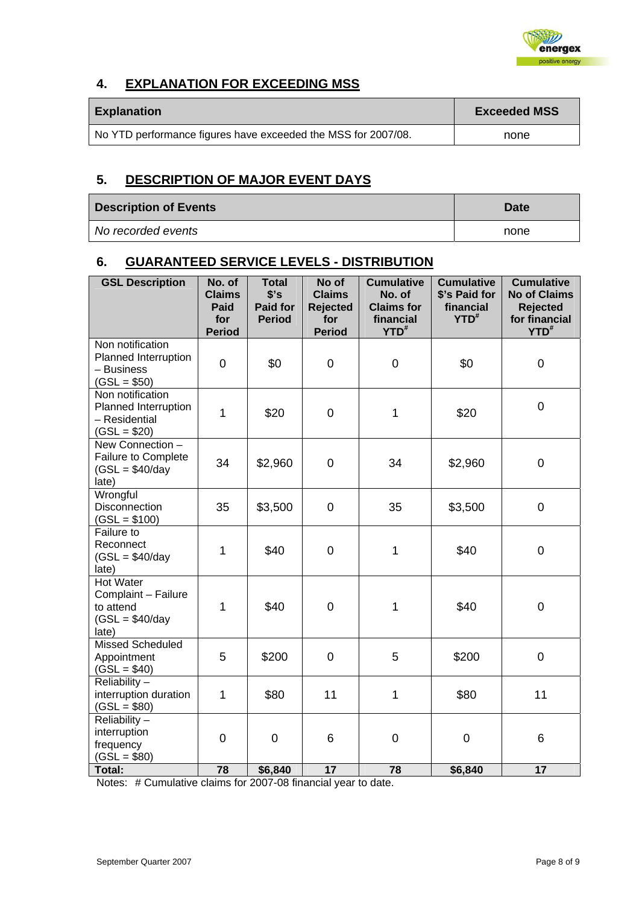## 4. EXPLANATION FOR EXCEEDING MSS

| Explanation | Exceeded MSS |
|---|---|
| No YTD performance figures have exceeded the MSS for 2007/08. | none |

## 5. DESCRIPTION OF MAJOR EVENT DAYS

| Description of Events | Date |
|---|---|
| *No recorded events* | none |

## 6. GUARANTEED SERVICE LEVELS - DISTRIBUTION

| GSL Description | No. of Claims Paid for Period | Total $'s Paid for Period | No of Claims Rejected for Period | Cumulative No. of Claims for financial YTD# | Cumulative $'s Paid for financial YTD# | Cumulative No of Claims Rejected for financial YTD# |
|---|---|---|---|---|---|---|
| Non notification Planned Interruption – Business (GSL = $50) | 0 | $0 | 0 | 0 | $0 | 0 |
| Non notification Planned Interruption – Residential (GSL = $20) | 1 | $20 | 0 | 1 | $20 | 0 |
| New Connection – Failure to Complete (GSL = $40/day late) | 34 | $2,960 | 0 | 34 | $2,960 | 0 |
| Wrongful Disconnection (GSL = $100) | 35 | $3,500 | 0 | 35 | $3,500 | 0 |
| Failure to Reconnect (GSL = $40/day late) | 1 | $40 | 0 | 1 | $40 | 0 |
| Hot Water Complaint – Failure to attend (GSL = $40/day late) | 1 | $40 | 0 | 1 | $40 | 0 |
| Missed Scheduled Appointment (GSL = $40) | 5 | $200 | 0 | 5 | $200 | 0 |
| Reliability – interruption duration (GSL = $80) | 1 | $80 | 11 | 1 | $80 | 11 |
| Reliability – interruption frequency (GSL = $80) | 0 | 0 | 6 | 0 | 0 | 6 |
| **Total:** | **78** | **$6,840** | **17** | **78** | **$6,840** | **17** |

Notes: # Cumulative claims for 2007-08 financial year to date.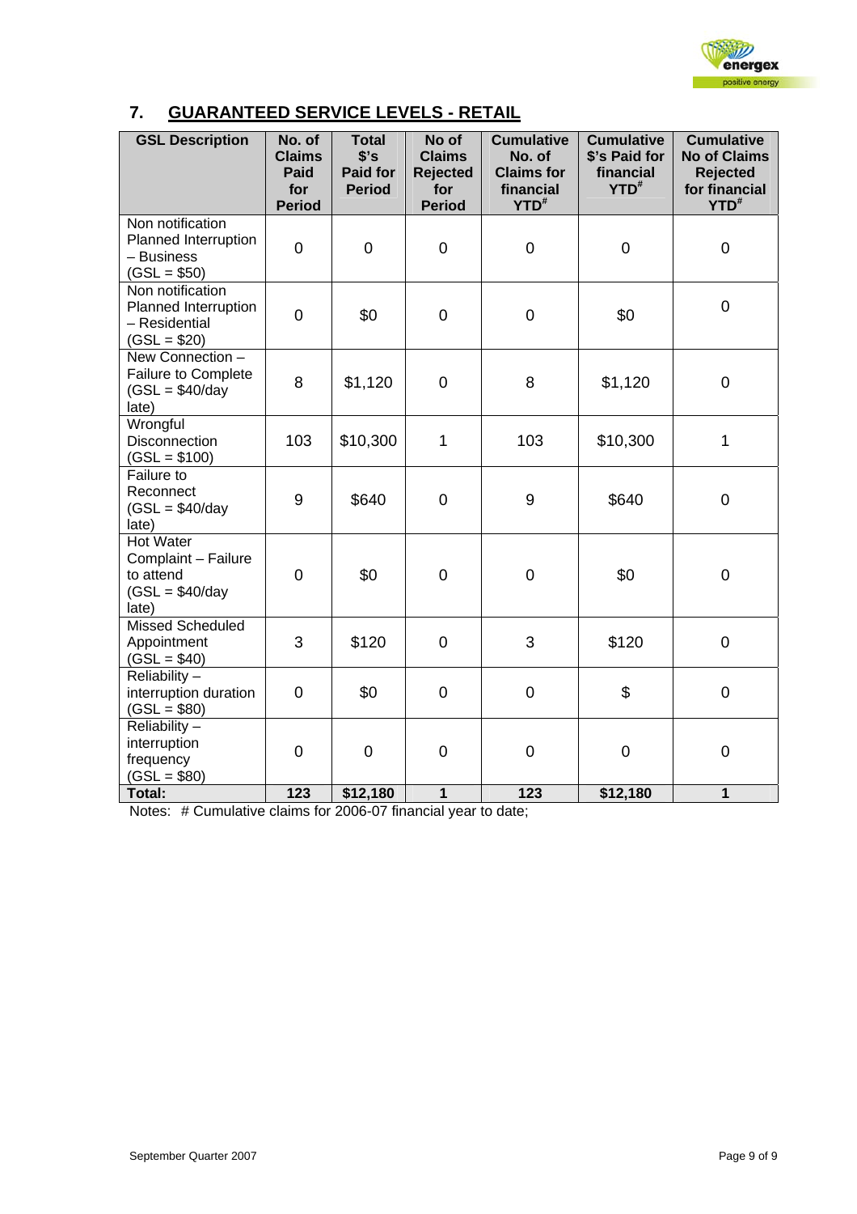## 7. GUARANTEED SERVICE LEVELS - RETAIL

| GSL Description | No. of Claims Paid for Period | Total $'s Paid for Period | No of Claims Rejected for Period | Cumulative No. of Claims for financial YTD# | Cumulative $'s Paid for financial YTD# | Cumulative No of Claims Rejected for financial YTD# |
|---|---|---|---|---|---|---|
| Non notification Planned Interruption – Business (GSL = $50) | 0 | 0 | 0 | 0 | 0 | 0 |
| Non notification Planned Interruption – Residential (GSL = $20) | 0 | $0 | 0 | 0 | $0 | 0 |
| New Connection – Failure to Complete (GSL = $40/day late) | 8 | $1,120 | 0 | 8 | $1,120 | 0 |
| Wrongful Disconnection (GSL = $100) | 103 | $10,300 | 1 | 103 | $10,300 | 1 |
| Failure to Reconnect (GSL = $40/day late) | 9 | $640 | 0 | 9 | $640 | 0 |
| Hot Water Complaint – Failure to attend (GSL = $40/day late) | 0 | $0 | 0 | 0 | $0 | 0 |
| Missed Scheduled Appointment (GSL = $40) | 3 | $120 | 0 | 3 | $120 | 0 |
| Reliability – interruption duration (GSL = $80) | 0 | $0 | 0 | 0 | $ | 0 |
| Reliability – interruption frequency (GSL = $80) | 0 | 0 | 0 | 0 | 0 | 0 |
| **Total:** | **123** | **$12,180** | **1** | **123** | **$12,180** | **1** |

Notes: # Cumulative claims for 2006-07 financial year to date;